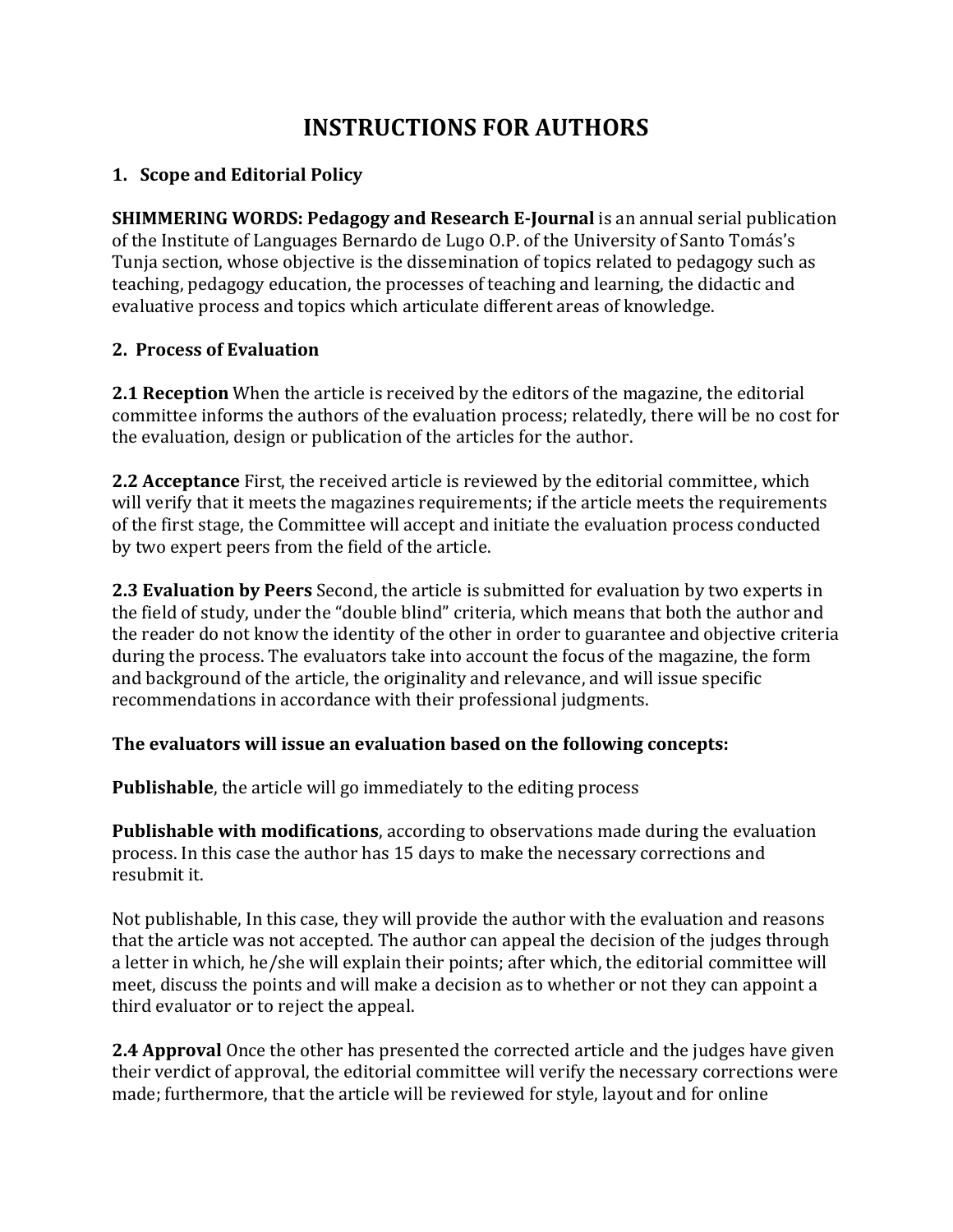# INSTRUCTIONS FOR AUTHORS

## 1. Scope and Editorial Policy

**SHIMMERING WORDS: Pedagogy and Research E-Journal** is an annual serial publication of the Institute of Languages Bernardo de Lugo O.P. of the University of Santo Tomás's Tunja section, whose objective is the dissemination of topics related to pedagogy such as teaching, pedagogy education, the processes of teaching and learning, the didactic and evaluative process and topics which articulate different areas of knowledge.

## 2. Process of Evaluation

**2.1 Reception** When the article is received by the editors of the magazine, the editorial committee informs the authors of the evaluation process; relatedly, there will be no cost for the evaluation, design or publication of the articles for the author.

**2.2 Acceptance** First, the received article is reviewed by the editorial committee, which will verify that it meets the magazines requirements; if the article meets the requirements of the first stage, the Committee will accept and initiate the evaluation process conducted by two expert peers from the field of the article.

**2.3 Evaluation by Peers** Second, the article is submitted for evaluation by two experts in the field of study, under the "double blind" criteria, which means that both the author and the reader do not know the identity of the other in order to guarantee and objective criteria during the process. The evaluators take into account the focus of the magazine, the form and background of the article, the originality and relevance, and will issue specific recommendations in accordance with their professional judgments.

**The evaluators will issue an evaluation based on the following concepts:**

**Publishable**, the article will go immediately to the editing process

**Publishable with modifications**, according to observations made during the evaluation process. In this case the author has 15 days to make the necessary corrections and resubmit it.

Not publishable, In this case, they will provide the author with the evaluation and reasons that the article was not accepted. The author can appeal the decision of the judges through a letter in which, he/she will explain their points; after which, the editorial committee will meet, discuss the points and will make a decision as to whether or not they can appoint a third evaluator or to reject the appeal.

**2.4 Approval** Once the other has presented the corrected article and the judges have given their verdict of approval, the editorial committee will verify the necessary corrections were made; furthermore, that the article will be reviewed for style, layout and for online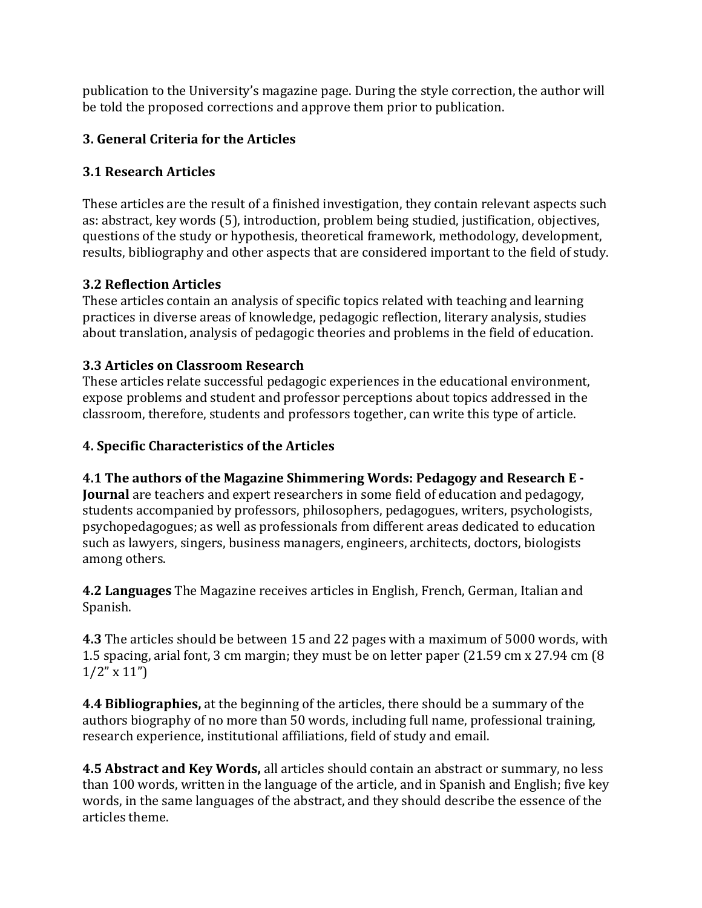publication to the University's magazine page. During the style correction, the author will be told the proposed corrections and approve them prior to publication.

## 3. General Criteria for the Articles

### 3.1 Research Articles

These articles are the result of a finished investigation, they contain relevant aspects such as: abstract, key words (5), introduction, problem being studied, justification, objectives, questions of the study or hypothesis, theoretical framework, methodology, development, results, bibliography and other aspects that are considered important to the field of study.

### 3.2 Reflection Articles

These articles contain an analysis of specific topics related with teaching and learning practices in diverse areas of knowledge, pedagogic reflection, literary analysis, studies about translation, analysis of pedagogic theories and problems in the field of education.

### 3.3 Articles on Classroom Research

These articles relate successful pedagogic experiences in the educational environment, expose problems and student and professor perceptions about topics addressed in the classroom, therefore, students and professors together, can write this type of article.

## 4. Specific Characteristics of the Articles

**4.1 The authors of the Magazine Shimmering Words: Pedagogy and Research E - Journal** are teachers and expert researchers in some field of education and pedagogy, students accompanied by professors, philosophers, pedagogues, writers, psychologists, psychopedagogues; as well as professionals from different areas dedicated to education such as lawyers, singers, business managers, engineers, architects, doctors, biologists among others.

**4.2 Languages** The Magazine receives articles in English, French, German, Italian and Spanish.

**4.3** The articles should be between 15 and 22 pages with a maximum of 5000 words, with 1.5 spacing, arial font, 3 cm margin; they must be on letter paper (21.59 cm x 27.94 cm (8 1/2" x 11")

**4.4 Bibliographies,** at the beginning of the articles, there should be a summary of the authors biography of no more than 50 words, including full name, professional training, research experience, institutional affiliations, field of study and email.

**4.5 Abstract and Key Words,** all articles should contain an abstract or summary, no less than 100 words, written in the language of the article, and in Spanish and English; five key words, in the same languages of the abstract, and they should describe the essence of the articles theme.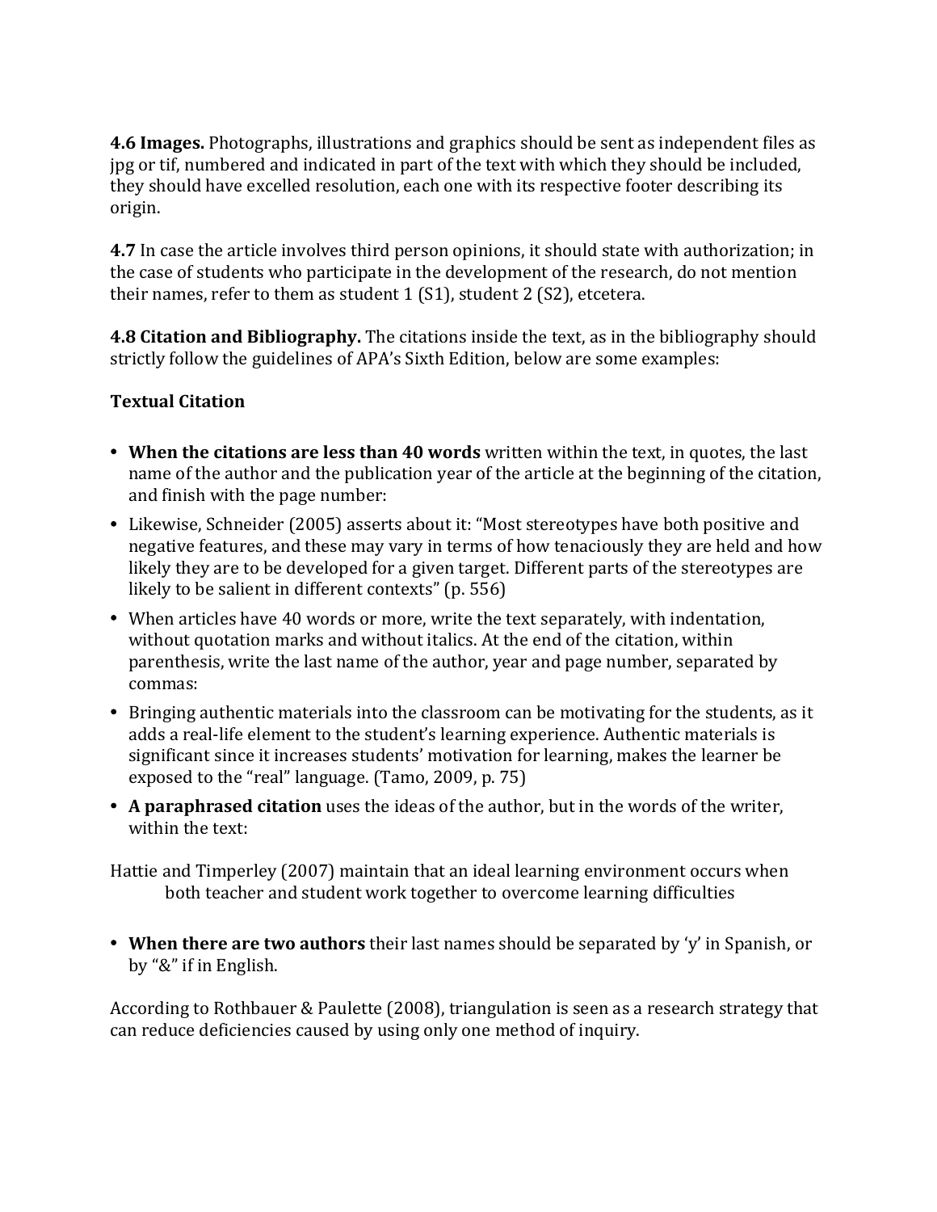**4.6 Images.** Photographs, illustrations and graphics should be sent as independent files as jpg or tif, numbered and indicated in part of the text with which they should be included, they should have excelled resolution, each one with its respective footer describing its origin.

**4.7** In case the article involves third person opinions, it should state with authorization; in the case of students who participate in the development of the research, do not mention their names, refer to them as student 1 (S1), student 2 (S2), etcetera.

**4.8 Citation and Bibliography.** The citations inside the text, as in the bibliography should strictly follow the guidelines of APA's Sixth Edition, below are some examples:

**Textual Citation**

- **When the citations are less than 40 words** written within the text, in quotes, the last name of the author and the publication year of the article at the beginning of the citation, and finish with the page number:
- Likewise, Schneider (2005) asserts about it: "Most stereotypes have both positive and negative features, and these may vary in terms of how tenaciously they are held and how likely they are to be developed for a given target. Different parts of the stereotypes are likely to be salient in different contexts" (p. 556)
- When articles have 40 words or more, write the text separately, with indentation, without quotation marks and without italics. At the end of the citation, within parenthesis, write the last name of the author, year and page number, separated by commas:
- Bringing authentic materials into the classroom can be motivating for the students, as it adds a real-life element to the student's learning experience. Authentic materials is significant since it increases students' motivation for learning, makes the learner be exposed to the "real" language. (Tamo, 2009, p. 75)
- **A paraphrased citation** uses the ideas of the author, but in the words of the writer, within the text:

Hattie and Timperley (2007) maintain that an ideal learning environment occurs when both teacher and student work together to overcome learning difficulties

- **When there are two authors** their last names should be separated by 'y' in Spanish, or by "&" if in English.

According to Rothbauer & Paulette (2008), triangulation is seen as a research strategy that can reduce deficiencies caused by using only one method of inquiry.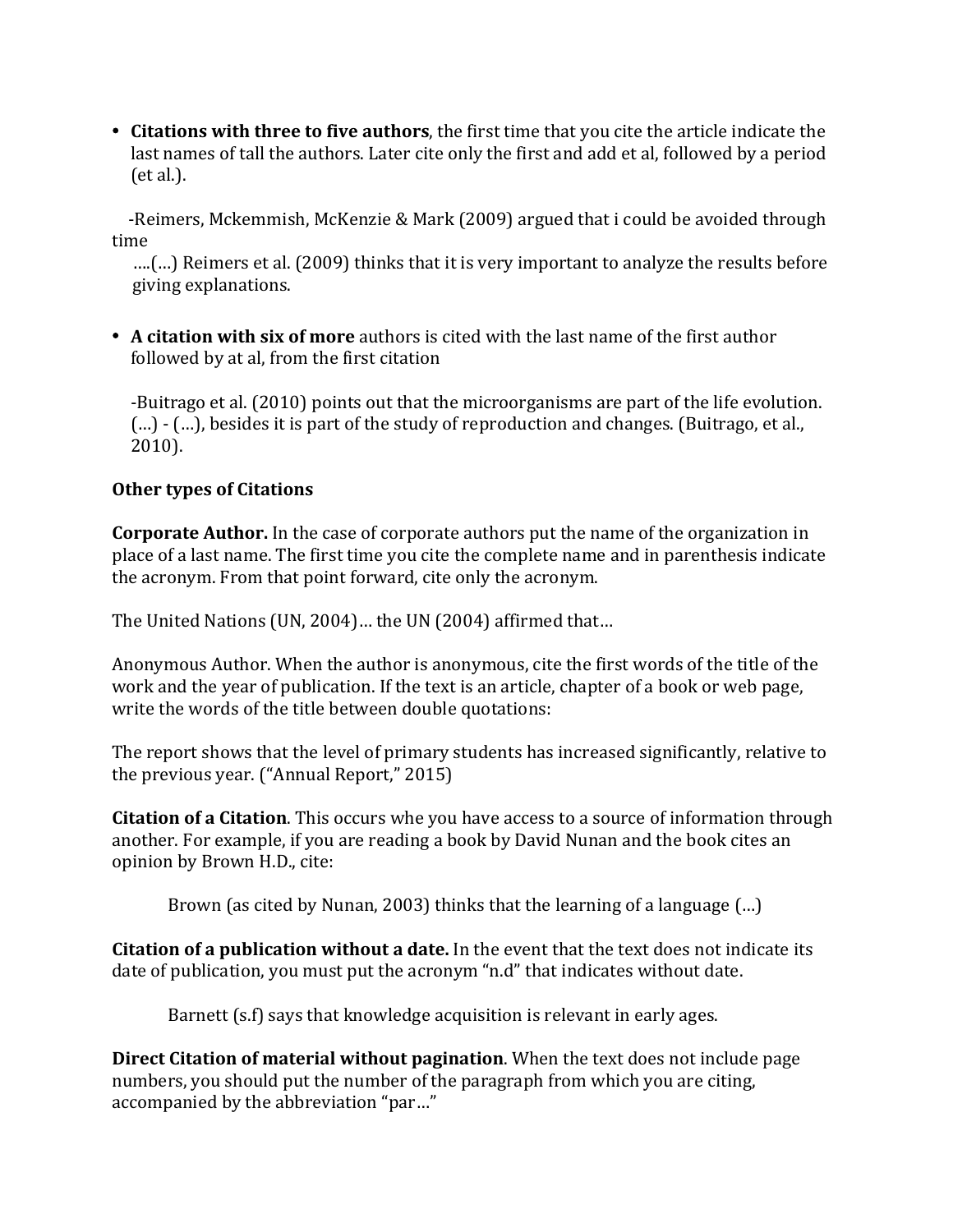- **Citations with three to five authors**, the first time that you cite the article indicate the last names of tall the authors. Later cite only the first and add et al, followed by a period (et al.).

 -Reimers, Mckemmish, McKenzie & Mark (2009) argued that i could be avoided through time

 ….(…) Reimers et al. (2009) thinks that it is very important to analyze the results before giving explanations.

- **A citation with six of more** authors is cited with the last name of the first author followed by at al, from the first citation

 -Buitrago et al. (2010) points out that the microorganisms are part of the life evolution. (…) - (…), besides it is part of the study of reproduction and changes. (Buitrago, et al., 2010).

**Other types of Citations**

**Corporate Author.** In the case of corporate authors put the name of the organization in place of a last name. The first time you cite the complete name and in parenthesis indicate the acronym. From that point forward, cite only the acronym.

The United Nations (UN, 2004)… the UN (2004) affirmed that…

Anonymous Author. When the author is anonymous, cite the first words of the title of the work and the year of publication. If the text is an article, chapter of a book or web page, write the words of the title between double quotations:

The report shows that the level of primary students has increased significantly, relative to the previous year. ("Annual Report," 2015)

**Citation of a Citation**. This occurs whe you have access to a source of information through another. For example, if you are reading a book by David Nunan and the book cites an opinion by Brown H.D., cite:

 Brown (as cited by Nunan, 2003) thinks that the learning of a language (…)

**Citation of a publication without a date.** In the event that the text does not indicate its date of publication, you must put the acronym "n.d" that indicates without date.

 Barnett (s.f) says that knowledge acquisition is relevant in early ages.

**Direct Citation of material without pagination**. When the text does not include page numbers, you should put the number of the paragraph from which you are citing, accompanied by the abbreviation "par…"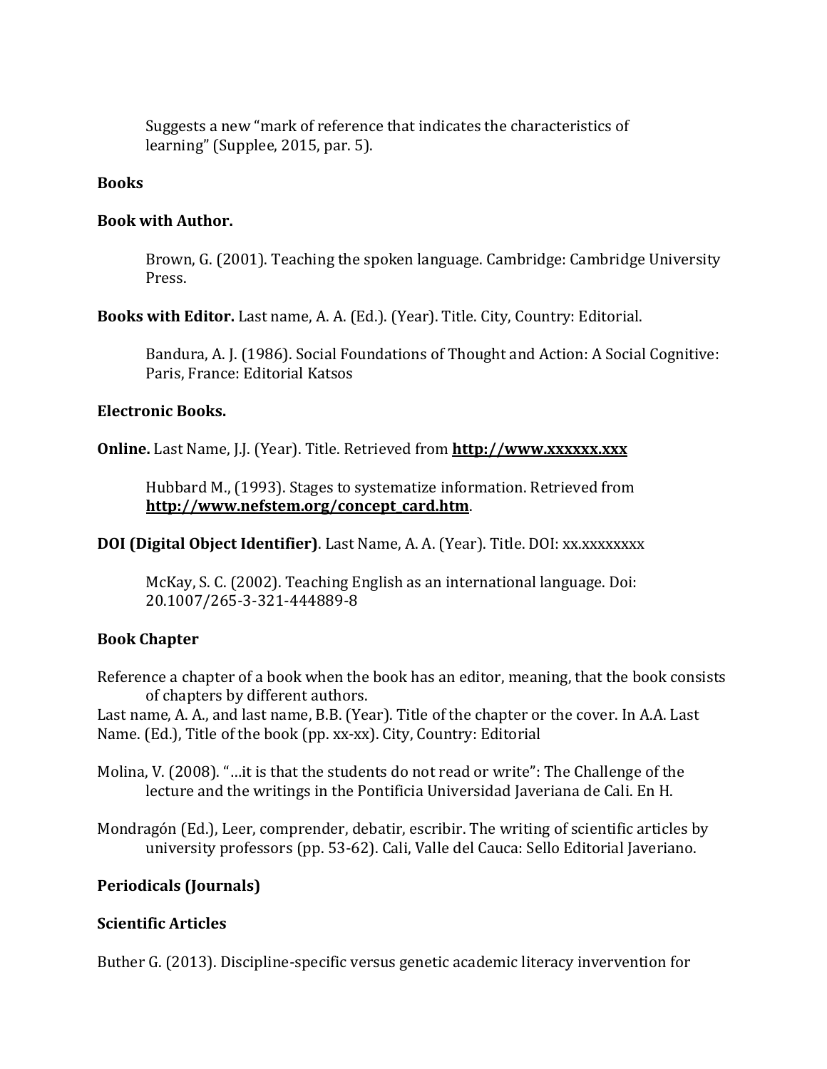Suggests a new "mark of reference that indicates the characteristics of learning" (Supplee, 2015, par. 5).

**Books**

**Book with Author.**

Brown, G. (2001). Teaching the spoken language. Cambridge: Cambridge University Press.

**Books with Editor.** Last name, A. A. (Ed.). (Year). Title. City, Country: Editorial.

Bandura, A. J. (1986). Social Foundations of Thought and Action: A Social Cognitive: Paris, France: Editorial Katsos

**Electronic Books.**

**Online.** Last Name, J.J. (Year). Title. Retrieved from **http://www.xxxxxx.xxx**

Hubbard M., (1993). Stages to systematize information. Retrieved from **http://www.nefstem.org/concept_card.htm**.

**DOI (Digital Object Identifier)**. Last Name, A. A. (Year). Title. DOI: xx.xxxxxxxx

McKay, S. C. (2002). Teaching English as an international language. Doi: 20.1007/265-3-321-444889-8

**Book Chapter**

Reference a chapter of a book when the book has an editor, meaning, that the book consists of chapters by different authors.

Last name, A. A., and last name, B.B. (Year). Title of the chapter or the cover. In A.A. Last Name. (Ed.), Title of the book (pp. xx-xx). City, Country: Editorial

Molina, V. (2008). "…it is that the students do not read or write": The Challenge of the lecture and the writings in the Pontificia Universidad Javeriana de Cali. En H.

Mondragón (Ed.), Leer, comprender, debatir, escribir. The writing of scientific articles by university professors (pp. 53-62). Cali, Valle del Cauca: Sello Editorial Javeriano.

**Periodicals (Journals)**

**Scientific Articles**

Buther G. (2013). Discipline-specific versus genetic academic literacy invervention for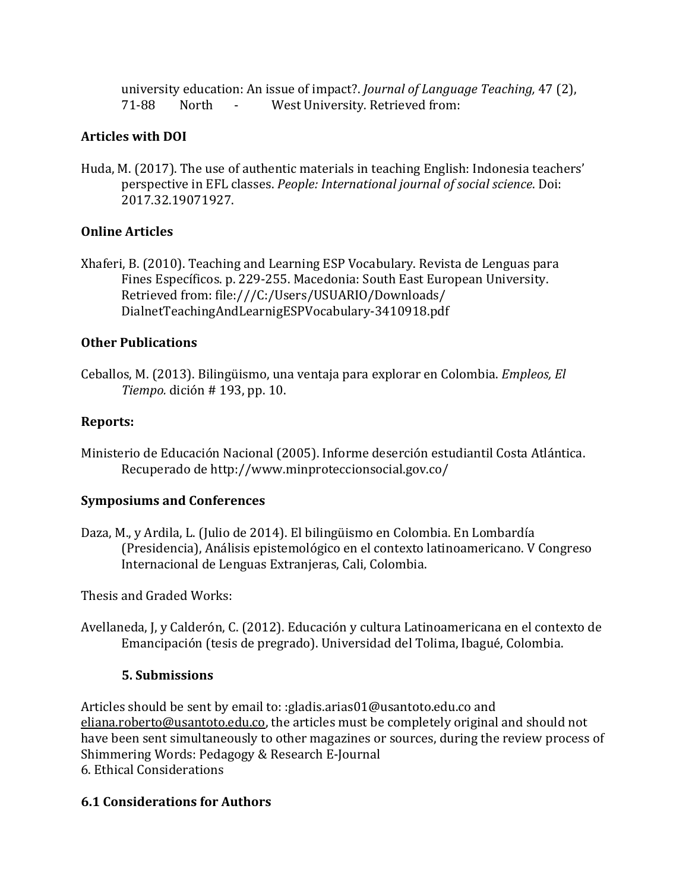university education: An issue of impact?. *Journal of Language Teaching,* 47 (2), 71-88 North - West University. Retrieved from:

**Articles with DOI**

Huda, M. (2017). The use of authentic materials in teaching English: Indonesia teachers' perspective in EFL classes. *People: International journal of social science*. Doi: 2017.32.19071927.

**Online Articles**

Xhaferi, B. (2010). Teaching and Learning ESP Vocabulary. Revista de Lenguas para Fines Específicos. p. 229-255. Macedonia: South East European University. Retrieved from: file:///C:/Users/USUARIO/Downloads/DialnetTeachingAndLearnigESPVocabulary-3410918.pdf

**Other Publications**

Ceballos, M. (2013). Bilingüismo, una ventaja para explorar en Colombia. *Empleos, El Tiempo.* dición # 193, pp. 10.

**Reports:**

Ministerio de Educación Nacional (2005). Informe deserción estudiantil Costa Atlántica. Recuperado de http://www.minproteccionsocial.gov.co/

**Symposiums and Conferences**

Daza, M., y Ardila, L. (Julio de 2014). El bilingüismo en Colombia. En Lombardía (Presidencia), Análisis epistemológico en el contexto latinoamericano. V Congreso Internacional de Lenguas Extranjeras, Cali, Colombia.

Thesis and Graded Works:

Avellaneda, J, y Calderón, C. (2012). Educación y cultura Latinoamericana en el contexto de Emancipación (tesis de pregrado). Universidad del Tolima, Ibagué, Colombia.

## 5. Submissions

Articles should be sent by email to: :gladis.arias01@usantoto.edu.co and eliana.roberto@usantoto.edu.co, the articles must be completely original and should not have been sent simultaneously to other magazines or sources, during the review process of Shimmering Words: Pedagogy & Research E-Journal

6. Ethical Considerations

**6.1 Considerations for Authors**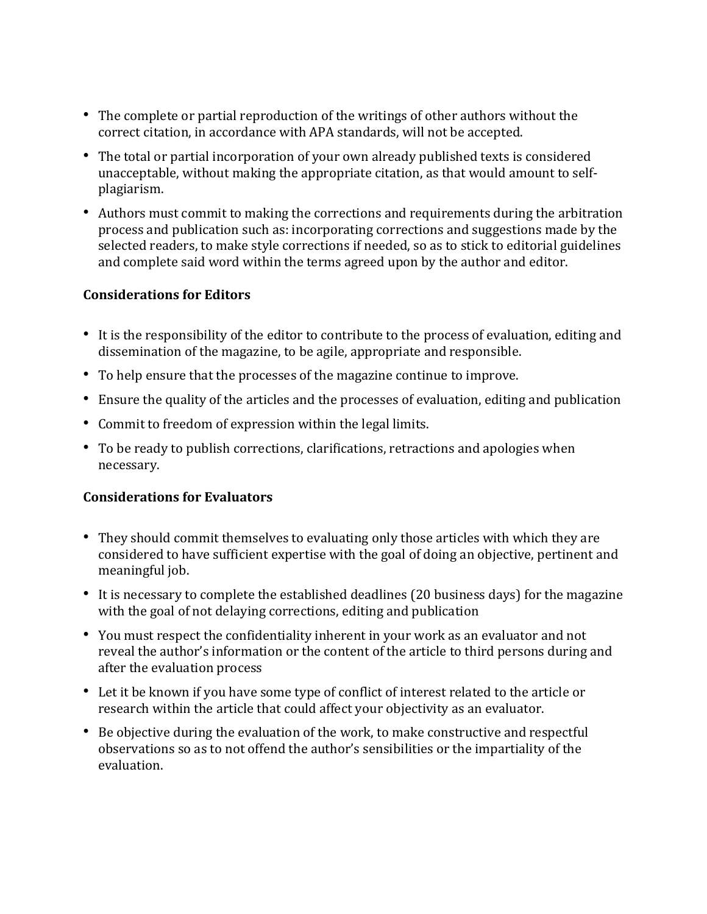- The complete or partial reproduction of the writings of other authors without the correct citation, in accordance with APA standards, will not be accepted.
- The total or partial incorporation of your own already published texts is considered unacceptable, without making the appropriate citation, as that would amount to self-plagiarism.
- Authors must commit to making the corrections and requirements during the arbitration process and publication such as: incorporating corrections and suggestions made by the selected readers, to make style corrections if needed, so as to stick to editorial guidelines and complete said word within the terms agreed upon by the author and editor.

**Considerations for Editors**

- It is the responsibility of the editor to contribute to the process of evaluation, editing and dissemination of the magazine, to be agile, appropriate and responsible.
- To help ensure that the processes of the magazine continue to improve.
- Ensure the quality of the articles and the processes of evaluation, editing and publication
- Commit to freedom of expression within the legal limits.
- To be ready to publish corrections, clarifications, retractions and apologies when necessary.

**Considerations for Evaluators**

- They should commit themselves to evaluating only those articles with which they are considered to have sufficient expertise with the goal of doing an objective, pertinent and meaningful job.
- It is necessary to complete the established deadlines (20 business days) for the magazine with the goal of not delaying corrections, editing and publication
- You must respect the confidentiality inherent in your work as an evaluator and not reveal the author's information or the content of the article to third persons during and after the evaluation process
- Let it be known if you have some type of conflict of interest related to the article or research within the article that could affect your objectivity as an evaluator.
- Be objective during the evaluation of the work, to make constructive and respectful observations so as to not offend the author's sensibilities or the impartiality of the evaluation.